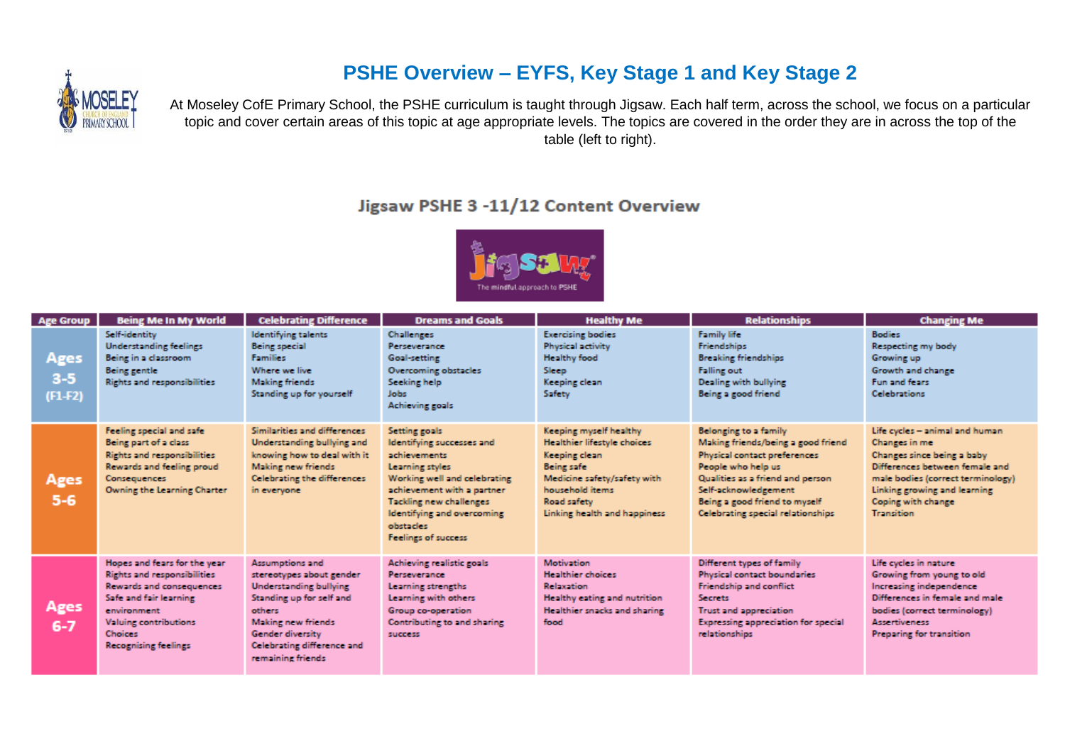# PSHE Overview – EYFS, Key Stage 1 and Key Stage 2

At Moseley CofE Primary School, the PSHE curriculum is taught through Jigsaw. Each half term, across the school, we focus on a particular topic and cover certain areas of this topic at age appropriate levels. The topics are covered in the order they are in across the top of the table (left to right).

## Jigsaw PSHE 3 -11/12 Content Overview

| Age Group | Being Me In My World | Celebrating Difference | Dreams and Goals | Healthy Me | Relationships | Changing Me |
|---|---|---|---|---|---|---|
| **Ages 3-5 (F1-F2)** | Self-identity<br>Understanding feelings<br>Being in a classroom<br>Being gentle<br>Rights and responsibilities | Identifying talents<br>Being special<br>Families<br>Where we live<br>Making friends<br>Standing up for yourself | Challenges<br>Perseverance<br>Goal-setting<br>Overcoming obstacles<br>Seeking help<br>Jobs<br>Achieving goals | Exercising bodies<br>Physical activity<br>Healthy food<br>Sleep<br>Keeping clean<br>Safety | Family life<br>Friendships<br>Breaking friendships<br>Falling out<br>Dealing with bullying<br>Being a good friend | Bodies<br>Respecting my body<br>Growing up<br>Growth and change<br>Fun and fears<br>Celebrations |
| **Ages 5-6** | Feeling special and safe<br>Being part of a class<br>Rights and responsibilities<br>Rewards and feeling proud<br>Consequences<br>Owning the Learning Charter | Similarities and differences<br>Understanding bullying and knowing how to deal with it<br>Making new friends<br>Celebrating the differences in everyone | Setting goals<br>Identifying successes and achievements<br>Learning styles<br>Working well and celebrating achievement with a partner<br>Tackling new challenges<br>Identifying and overcoming obstacles<br>Feelings of success | Keeping myself healthy<br>Healthier lifestyle choices<br>Keeping clean<br>Being safe<br>Medicine safety/safety with household items<br>Road safety<br>Linking health and happiness | Belonging to a family<br>Making friends/being a good friend<br>Physical contact preferences<br>People who help us<br>Qualities as a friend and person<br>Self-acknowledgement<br>Being a good friend to myself<br>Celebrating special relationships | Life cycles – animal and human<br>Changes in me<br>Changes since being a baby<br>Differences between female and male bodies (correct terminology)<br>Linking growing and learning<br>Coping with change<br>Transition |
| **Ages 6-7** | Hopes and fears for the year<br>Rights and responsibilities<br>Rewards and consequences<br>Safe and fair learning environment<br>Valuing contributions<br>Choices<br>Recognising feelings | Assumptions and stereotypes about gender<br>Understanding bullying<br>Standing up for self and others<br>Making new friends<br>Gender diversity<br>Celebrating difference and remaining friends | Achieving realistic goals<br>Perseverance<br>Learning strengths<br>Learning with others<br>Group co-operation<br>Contributing to and sharing success | Motivation<br>Healthier choices<br>Relaxation<br>Healthy eating and nutrition<br>Healthier snacks and sharing food | Different types of family<br>Physical contact boundaries<br>Friendship and conflict<br>Secrets<br>Trust and appreciation<br>Expressing appreciation for special relationships | Life cycles in nature<br>Growing from young to old<br>Increasing independence<br>Differences in female and male bodies (correct terminology)<br>Assertiveness<br>Preparing for transition |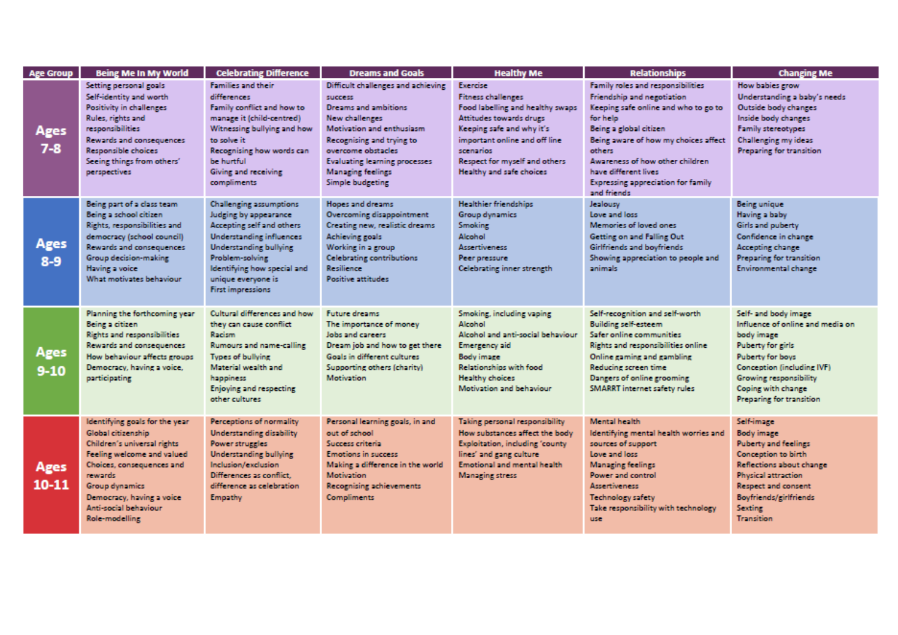| Age Group | Being Me In My World | Celebrating Difference | Dreams and Goals | Healthy Me | Relationships | Changing Me |
|---|---|---|---|---|---|---|
| **Ages 7-8** | Setting personal goals<br>Self-identity and worth<br>Positivity in challenges<br>Rules, rights and responsibilities<br>Rewards and consequences<br>Responsible choices<br>Seeing things from others' perspectives | Families and their differences<br>Family conflict and how to manage it (child-centred)<br>Witnessing bullying and how to solve it<br>Recognising how words can be hurtful<br>Giving and receiving compliments | Difficult challenges and achieving success<br>Dreams and ambitions<br>New challenges<br>Motivation and enthusiasm<br>Recognising and trying to overcome obstacles<br>Evaluating learning processes<br>Managing feelings<br>Simple budgeting | Exercise<br>Fitness challenges<br>Food labelling and healthy swaps<br>Attitudes towards drugs<br>Keeping safe and why it's important online and off line scenarios<br>Respect for myself and others<br>Healthy and safe choices | Family roles and responsibilities<br>Friendship and negotiation<br>Keeping safe online and who to go to for help<br>Being a global citizen<br>Being aware of how my choices affect others<br>Awareness of how other children have different lives<br>Expressing appreciation for family and friends | How babies grow<br>Understanding a baby's needs<br>Outside body changes<br>Inside body changes<br>Family stereotypes<br>Challenging my ideas<br>Preparing for transition |
| **Ages 8-9** | Being part of a class team<br>Being a school citizen<br>Rights, responsibilities and democracy (school council)<br>Rewards and consequences<br>Group decision-making<br>Having a voice<br>What motivates behaviour | Challenging assumptions<br>Judging by appearance<br>Accepting self and others<br>Understanding influences<br>Understanding bullying<br>Problem-solving<br>Identifying how special and unique everyone is<br>First impressions | Hopes and dreams<br>Overcoming disappointment<br>Creating new, realistic dreams<br>Achieving goals<br>Working in a group<br>Celebrating contributions<br>Resilience<br>Positive attitudes | Healthier friendships<br>Group dynamics<br>Smoking<br>Alcohol<br>Assertiveness<br>Peer pressure<br>Celebrating inner strength | Jealousy<br>Love and loss<br>Memories of loved ones<br>Getting on and Falling Out<br>Girlfriends and boyfriends<br>Showing appreciation to people and animals | Being unique<br>Having a baby<br>Girls and puberty<br>Confidence in change<br>Accepting change<br>Preparing for transition<br>Environmental change |
| **Ages 9-10** | Planning the forthcoming year<br>Being a citizen<br>Rights and responsibilities<br>Rewards and consequences<br>How behaviour affects groups<br>Democracy, having a voice, participating | Cultural differences and how they can cause conflict<br>Racism<br>Rumours and name-calling<br>Types of bullying<br>Material wealth and happiness<br>Enjoying and respecting other cultures | Future dreams<br>The importance of money<br>Jobs and careers<br>Dream job and how to get there<br>Goals in different cultures<br>Supporting others (charity)<br>Motivation | Smoking, including vaping<br>Alcohol<br>Alcohol and anti-social behaviour<br>Emergency aid<br>Body image<br>Relationships with food<br>Healthy choices<br>Motivation and behaviour | Self-recognition and self-worth<br>Building self-esteem<br>Safer online communities<br>Rights and responsibilities online<br>Online gaming and gambling<br>Reducing screen time<br>Dangers of online grooming<br>SMARRT internet safety rules | Self- and body image<br>Influence of online and media on body image<br>Puberty for girls<br>Puberty for boys<br>Conception (including IVF)<br>Growing responsibility<br>Coping with change<br>Preparing for transition |
| **Ages 10-11** | Identifying goals for the year<br>Global citizenship<br>Children's universal rights<br>Feeling welcome and valued<br>Choices, consequences and rewards<br>Group dynamics<br>Democracy, having a voice<br>Anti-social behaviour<br>Role-modelling | Perceptions of normality<br>Understanding disability<br>Power struggles<br>Understanding bullying<br>Inclusion/exclusion<br>Differences as conflict, difference as celebration<br>Empathy | Personal learning goals, in and out of school<br>Success criteria<br>Emotions in success<br>Making a difference in the world<br>Motivation<br>Recognising achievements<br>Compliments | Taking personal responsibility<br>How substances affect the body<br>Exploitation, including 'county lines' and gang culture<br>Emotional and mental health<br>Managing stress | Mental health<br>Identifying mental health worries and sources of support<br>Love and loss<br>Managing feelings<br>Power and control<br>Assertiveness<br>Technology safety<br>Take responsibility with technology use | Self-image<br>Body image<br>Puberty and feelings<br>Conception to birth<br>Reflections about change<br>Physical attraction<br>Respect and consent<br>Boyfriends/girlfriends<br>Sexting<br>Transition |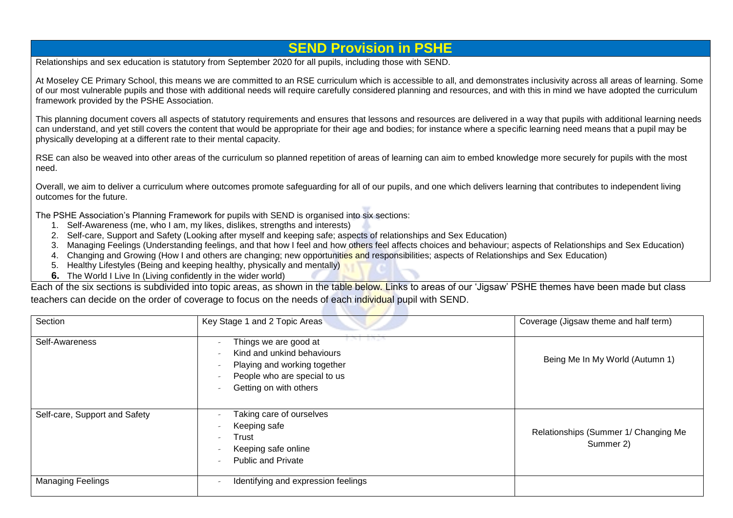# SEND Provision in PSHE

Relationships and sex education is statutory from September 2020 for all pupils, including those with SEND.

At Moseley CE Primary School, this means we are committed to an RSE curriculum which is accessible to all, and demonstrates inclusivity across all areas of learning. Some of our most vulnerable pupils and those with additional needs will require carefully considered planning and resources, and with this in mind we have adopted the curriculum framework provided by the PSHE Association.

This planning document covers all aspects of statutory requirements and ensures that lessons and resources are delivered in a way that pupils with additional learning needs can understand, and yet still covers the content that would be appropriate for their age and bodies; for instance where a specific learning need means that a pupil may be physically developing at a different rate to their mental capacity.

RSE can also be weaved into other areas of the curriculum so planned repetition of areas of learning can aim to embed knowledge more securely for pupils with the most need.

Overall, we aim to deliver a curriculum where outcomes promote safeguarding for all of our pupils, and one which delivers learning that contributes to independent living outcomes for the future.

The PSHE Association's Planning Framework for pupils with SEND is organised into six sections:

1. Self-Awareness (me, who I am, my likes, dislikes, strengths and interests)
2. Self-care, Support and Safety (Looking after myself and keeping safe; aspects of relationships and Sex Education)
3. Managing Feelings (Understanding feelings, and that how I feel and how others feel affects choices and behaviour; aspects of Relationships and Sex Education)
4. Changing and Growing (How I and others are changing; new opportunities and responsibilities; aspects of Relationships and Sex Education)
5. Healthy Lifestyles (Being and keeping healthy, physically and mentally)
6. **The World I Live In (Living confidently in the wider world)**

Each of the six sections is subdivided into topic areas, as shown in the table below. Links to areas of our 'Jigsaw' PSHE themes have been made but class teachers can decide on the order of coverage to focus on the needs of each individual pupil with SEND.

| Section | Key Stage 1 and 2 Topic Areas | Coverage (Jigsaw theme and half term) |
|---|---|---|
| Self-Awareness | - Things we are good at<br>- Kind and unkind behaviours<br>- Playing and working together<br>- People who are special to us<br>- Getting on with others | Being Me In My World (Autumn 1) |
| Self-care, Support and Safety | - Taking care of ourselves<br>- Keeping safe<br>- Trust<br>- Keeping safe online<br>- Public and Private | Relationships (Summer 1/ Changing Me Summer 2) |
| Managing Feelings | - Identifying and expression feelings | |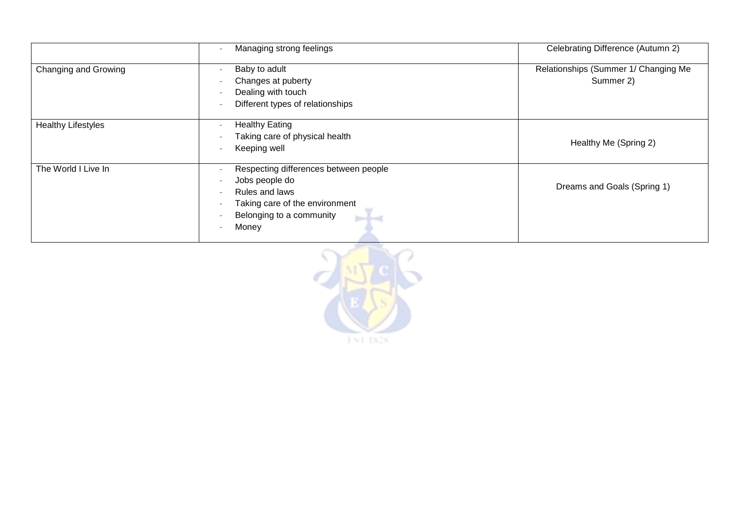| | | |
|---|---|---|
| | - Managing strong feelings | Celebrating Difference (Autumn 2) |
| Changing and Growing | - Baby to adult<br>- Changes at puberty<br>- Dealing with touch<br>- Different types of relationships | Relationships (Summer 1/ Changing Me Summer 2) |
| Healthy Lifestyles | - Healthy Eating<br>- Taking care of physical health<br>- Keeping well | Healthy Me (Spring 2) |
| The World I Live In | - Respecting differences between people<br>- Jobs people do<br>- Rules and laws<br>- Taking care of the environment<br>- Belonging to a community<br>- Money | Dreams and Goals (Spring 1) |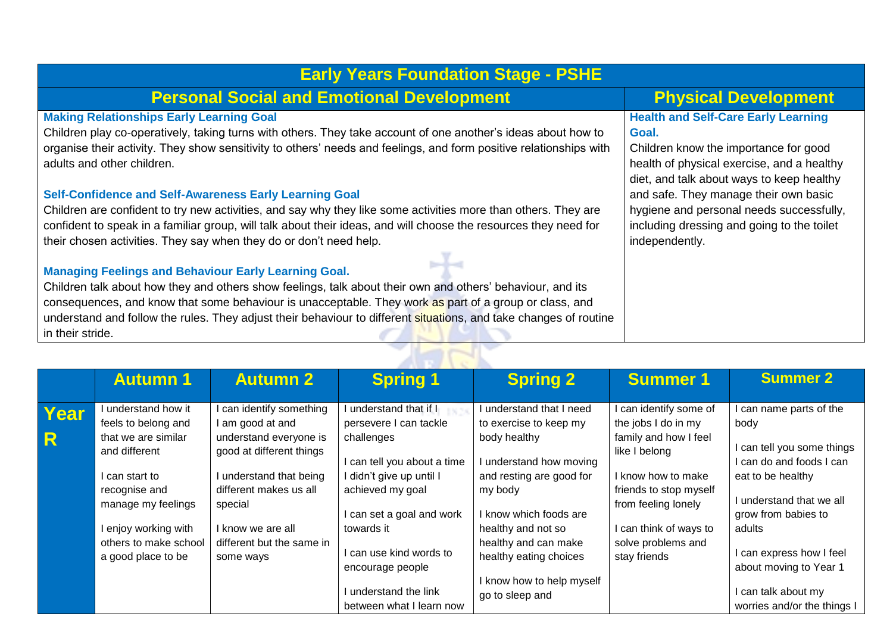| Early Years Foundation Stage - PSHE | |
|---|---|
| **Personal Social and Emotional Development** | **Physical Development** |
| **Making Relationships Early Learning Goal**<br>Children play co-operatively, taking turns with others. They take account of one another's ideas about how to organise their activity. They show sensitivity to others' needs and feelings, and form positive relationships with adults and other children.<br><br>**Self-Confidence and Self-Awareness Early Learning Goal**<br>Children are confident to try new activities, and say why they like some activities more than others. They are confident to speak in a familiar group, will talk about their ideas, and will choose the resources they need for their chosen activities. They say when they do or don't need help.<br><br>**Managing Feelings and Behaviour Early Learning Goal.**<br>Children talk about how they and others show feelings, talk about their own and others' behaviour, and its consequences, and know that some behaviour is unacceptable. They work as part of a group or class, and understand and follow the rules. They adjust their behaviour to different situations, and take changes of routine in their stride. | **Health and Self-Care Early Learning Goal.**<br>Children know the importance for good health of physical exercise, and a healthy diet, and talk about ways to keep healthy and safe. They manage their own basic hygiene and personal needs successfully, including dressing and going to the toilet independently. |

| | Autumn 1 | Autumn 2 | Spring 1 | Spring 2 | Summer 1 | Summer 2 |
|---|---|---|---|---|---|---|
| **Year R** | I understand how it feels to belong and that we are similar and different<br><br>I can start to recognise and manage my feelings<br><br>I enjoy working with others to make school a good place to be | I can identify something I am good at and understand everyone is good at different things<br><br>I understand that being different makes us all special<br><br>I know we are all different but the same in some ways | I understand that if I persevere I can tackle challenges<br><br>I can tell you about a time I didn't give up until I achieved my goal<br><br>I can set a goal and work towards it<br><br>I can use kind words to encourage people<br><br>I understand the link between what I learn now | I understand that I need to exercise to keep my body healthy<br><br>I understand how moving and resting are good for my body<br><br>I know which foods are healthy and not so healthy and can make healthy eating choices<br><br>I know how to help myself go to sleep and | I can identify some of the jobs I do in my family and how I feel like I belong<br><br>I know how to make friends to stop myself from feeling lonely<br><br>I can think of ways to solve problems and stay friends | I can name parts of the body<br><br>I can tell you some things I can do and foods I can eat to be healthy<br><br>I understand that we all grow from babies to adults<br><br>I can express how I feel about moving to Year 1<br><br>I can talk about my worries and/or the things I |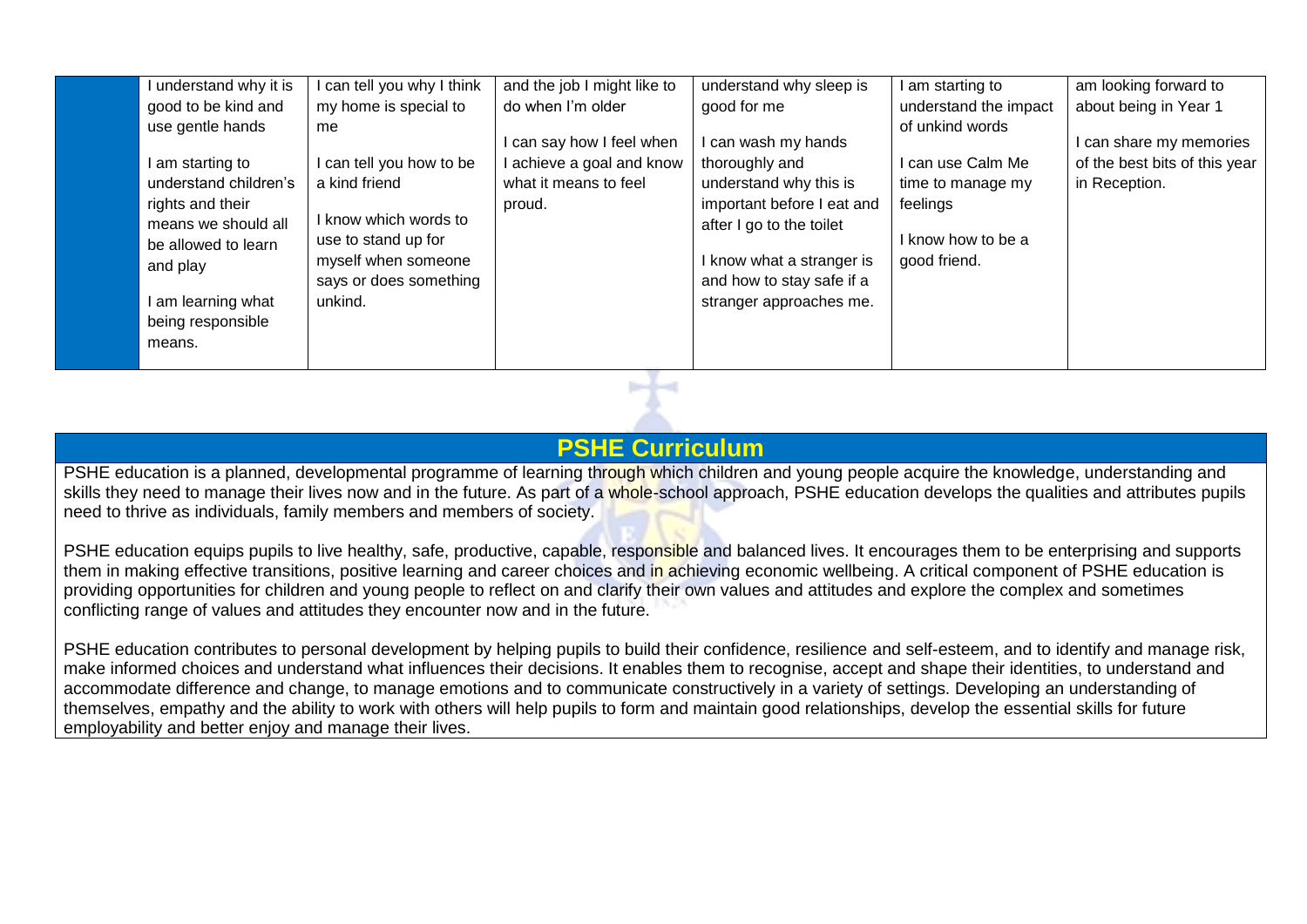| | | | | | | |
|---|---|---|---|---|---|---|
| | I understand why it is good to be kind and use gentle hands<br><br>I am starting to understand children's rights and their means we should all be allowed to learn and play<br><br>I am learning what being responsible means. | I can tell you why I think my home is special to me<br><br>I can tell you how to be a kind friend<br><br>I know which words to use to stand up for myself when someone says or does something unkind. | and the job I might like to do when I'm older<br><br>I can say how I feel when I achieve a goal and know what it means to feel proud. | understand why sleep is good for me<br><br>I can wash my hands thoroughly and understand why this is important before I eat and after I go to the toilet<br><br>I know what a stranger is and how to stay safe if a stranger approaches me. | I am starting to understand the impact of unkind words<br><br>I can use Calm Me time to manage my feelings<br><br>I know how to be a good friend. | am looking forward to about being in Year 1<br><br>I can share my memories of the best bits of this year in Reception. |

## PSHE Curriculum

PSHE education is a planned, developmental programme of learning through which children and young people acquire the knowledge, understanding and skills they need to manage their lives now and in the future. As part of a whole-school approach, PSHE education develops the qualities and attributes pupils need to thrive as individuals, family members and members of society.

PSHE education equips pupils to live healthy, safe, productive, capable, responsible and balanced lives. It encourages them to be enterprising and supports them in making effective transitions, positive learning and career choices and in achieving economic wellbeing. A critical component of PSHE education is providing opportunities for children and young people to reflect on and clarify their own values and attitudes and explore the complex and sometimes conflicting range of values and attitudes they encounter now and in the future.

PSHE education contributes to personal development by helping pupils to build their confidence, resilience and self-esteem, and to identify and manage risk, make informed choices and understand what influences their decisions. It enables them to recognise, accept and shape their identities, to understand and accommodate difference and change, to manage emotions and to communicate constructively in a variety of settings. Developing an understanding of themselves, empathy and the ability to work with others will help pupils to form and maintain good relationships, develop the essential skills for future employability and better enjoy and manage their lives.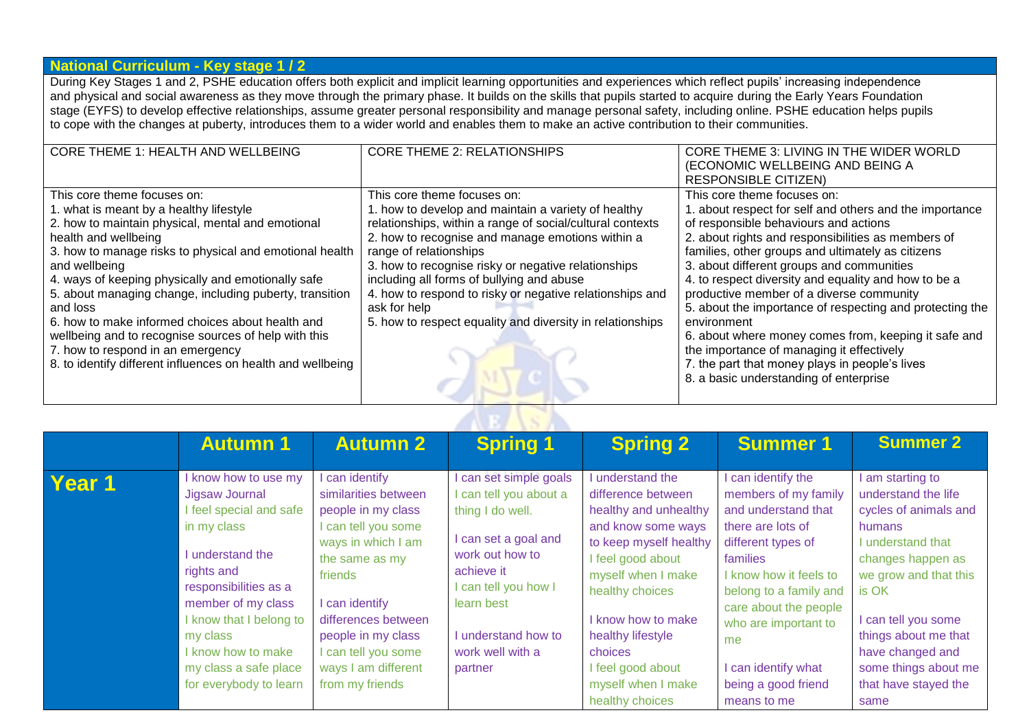## National Curriculum - Key stage 1 / 2

During Key Stages 1 and 2, PSHE education offers both explicit and implicit learning opportunities and experiences which reflect pupils' increasing independence and physical and social awareness as they move through the primary phase. It builds on the skills that pupils started to acquire during the Early Years Foundation stage (EYFS) to develop effective relationships, assume greater personal responsibility and manage personal safety, including online. PSHE education helps pupils to cope with the changes at puberty, introduces them to a wider world and enables them to make an active contribution to their communities.

| CORE THEME 1: HEALTH AND WELLBEING | CORE THEME 2: RELATIONSHIPS | CORE THEME 3: LIVING IN THE WIDER WORLD (ECONOMIC WELLBEING AND BEING A RESPONSIBLE CITIZEN) |
|---|---|---|
| This core theme focuses on:<br>1. what is meant by a healthy lifestyle<br>2. how to maintain physical, mental and emotional health and wellbeing<br>3. how to manage risks to physical and emotional health and wellbeing<br>4. ways of keeping physically and emotionally safe<br>5. about managing change, including puberty, transition and loss<br>6. how to make informed choices about health and wellbeing and to recognise sources of help with this<br>7. how to respond in an emergency<br>8. to identify different influences on health and wellbeing | This core theme focuses on:<br>1. how to develop and maintain a variety of healthy relationships, within a range of social/cultural contexts<br>2. how to recognise and manage emotions within a range of relationships<br>3. how to recognise risky or negative relationships including all forms of bullying and abuse<br>4. how to respond to risky or negative relationships and ask for help<br>5. how to respect equality and diversity in relationships | This core theme focuses on:<br>1. about respect for self and others and the importance of responsible behaviours and actions<br>2. about rights and responsibilities as members of families, other groups and ultimately as citizens<br>3. about different groups and communities<br>4. to respect diversity and equality and how to be a productive member of a diverse community<br>5. about the importance of respecting and protecting the environment<br>6. about where money comes from, keeping it safe and the importance of managing it effectively<br>7. the part that money plays in people's lives<br>8. a basic understanding of enterprise |

| | Autumn 1 | Autumn 2 | Spring 1 | Spring 2 | Summer 1 | Summer 2 |
|---|---|---|---|---|---|---|
| **Year 1** | I know how to use my Jigsaw Journal<br>I feel special and safe in my class<br><br>I understand the rights and responsibilities as a member of my class<br>I know that I belong to my class<br>I know how to make my class a safe place for everybody to learn | I can identify similarities between people in my class<br>I can tell you some ways in which I am the same as my friends<br><br>I can identify differences between people in my class<br>I can tell you some ways I am different from my friends | I can set simple goals<br>I can tell you about a thing I do well.<br><br>I can set a goal and work out how to achieve it<br>I can tell you how I learn best<br><br>I understand how to work well with a partner | I understand the difference between healthy and unhealthy and know some ways to keep myself healthy<br>I feel good about myself when I make healthy choices<br><br>I know how to make healthy lifestyle choices<br>I feel good about myself when I make healthy choices | I can identify the members of my family and understand that there are lots of different types of families<br>I know how it feels to belong to a family and care about the people who are important to me<br><br>I can identify what being a good friend means to me | I am starting to understand the life cycles of animals and humans<br>I understand that changes happen as we grow and that this is OK<br><br>I can tell you some things about me that have changed and some things about me that have stayed the same |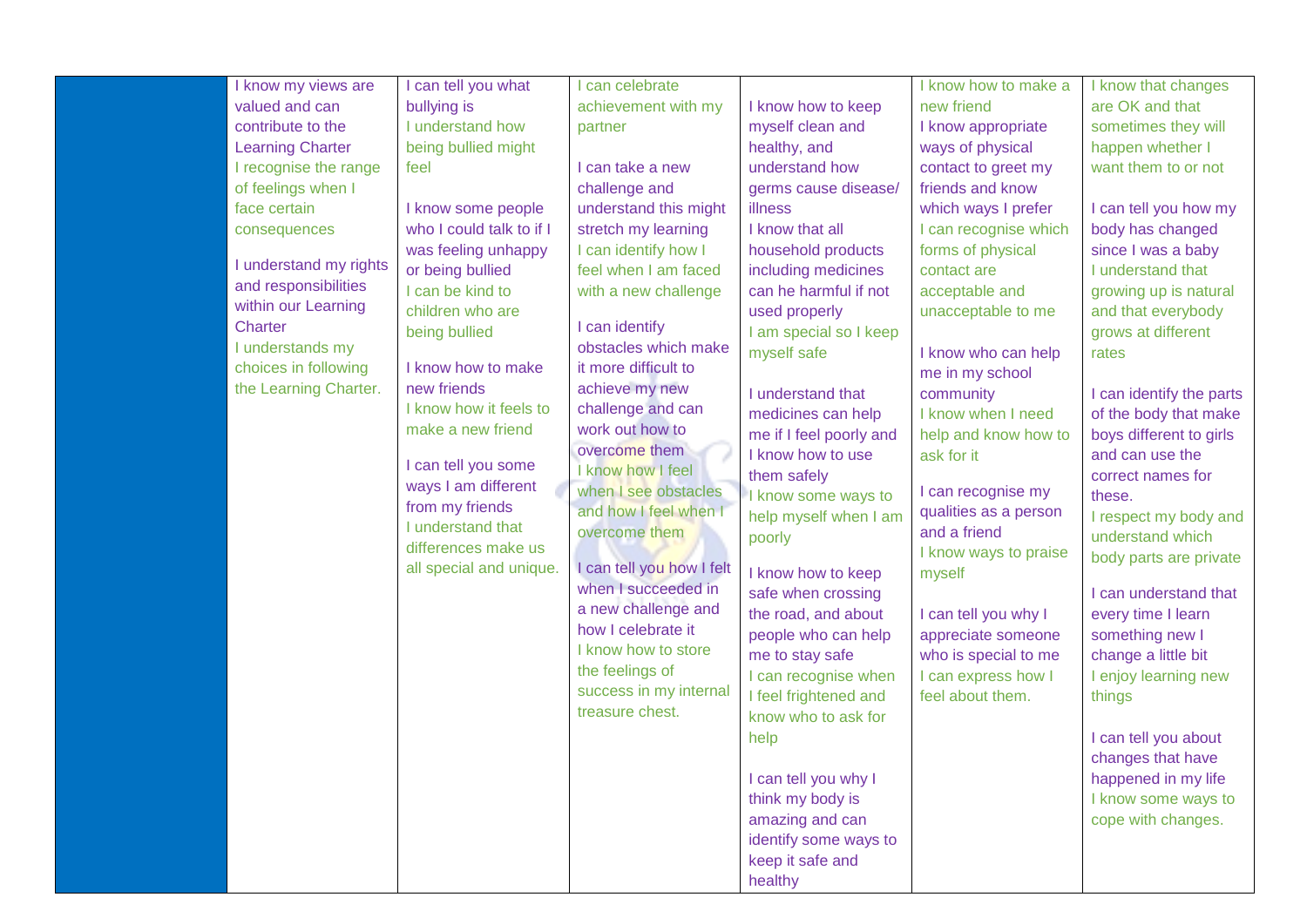| | | | | | | |
|---|---|---|---|---|---|---|
| | I know my views are valued and can contribute to the Learning Charter<br>I recognise the range of feelings when I face certain consequences<br><br>I understand my rights and responsibilities within our Learning Charter<br>I understands my choices in following the Learning Charter. | I can tell you what bullying is<br>I understand how being bullied might feel<br><br>I know some people who I could talk to if I was feeling unhappy or being bullied<br>I can be kind to children who are being bullied<br><br>I know how to make new friends<br>I know how it feels to make a new friend<br><br>I can tell you some ways I am different from my friends<br>I understand that differences make us all special and unique. | I can celebrate achievement with my partner<br><br>I can take a new challenge and understand this might stretch my learning<br>I can identify how I feel when I am faced with a new challenge<br><br>I can identify obstacles which make it more difficult to achieve my new challenge and can work out how to overcome them<br>I know how I feel when I see obstacles and how I feel when I overcome them<br><br>I can tell you how I felt when I succeeded in a new challenge and how I celebrate it<br>I know how to store the feelings of success in my internal treasure chest. | I know how to keep myself clean and healthy, and understand how germs cause disease/ illness<br>I know that all household products including medicines can he harmful if not used properly<br>I am special so I keep myself safe<br><br>I understand that medicines can help me if I feel poorly and I know how to use them safely<br>I know some ways to help myself when I am poorly<br><br>I know how to keep safe when crossing the road, and about people who can help me to stay safe<br>I can recognise when I feel frightened and know who to ask for help<br><br>I can tell you why I think my body is amazing and can identify some ways to keep it safe and healthy | I know how to make a new friend<br>I know appropriate ways of physical contact to greet my friends and know which ways I prefer<br>I can recognise which forms of physical contact are acceptable and unacceptable to me<br><br>I know who can help me in my school community<br>I know when I need help and know how to ask for it<br><br>I can recognise my qualities as a person and a friend<br>I know ways to praise myself<br><br>I can tell you why I appreciate someone who is special to me<br>I can express how I feel about them. | I know that changes are OK and that sometimes they will happen whether I want them to or not<br><br>I can tell you how my body has changed since I was a baby<br>I understand that growing up is natural and that everybody grows at different rates<br><br>I can identify the parts of the body that make boys different to girls and can use the correct names for these.<br>I respect my body and understand which body parts are private<br><br>I can understand that every time I learn something new I change a little bit<br>I enjoy learning new things<br><br>I can tell you about changes that have happened in my life<br>I know some ways to cope with changes. |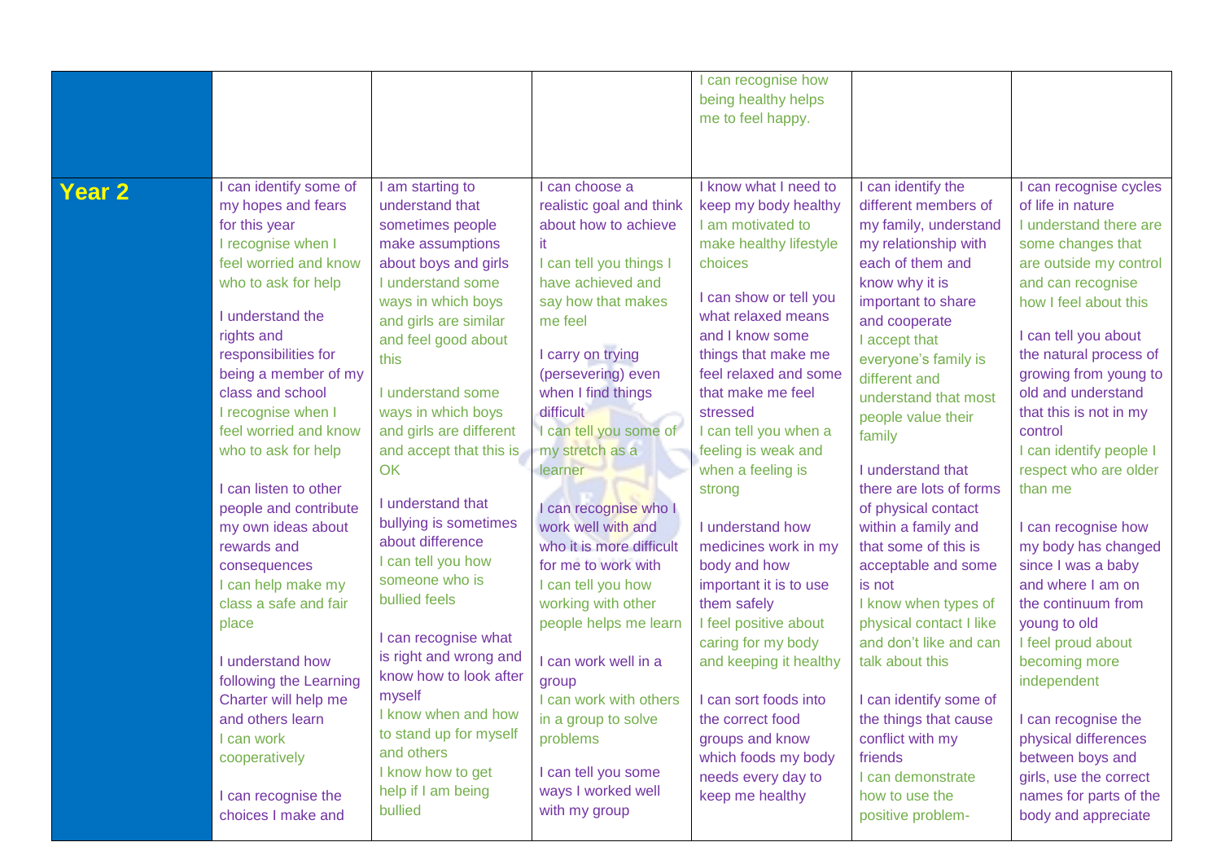| | | | | | | |
|---|---|---|---|---|---|---|
| | | | | I can recognise how being healthy helps me to feel happy. | | |
| **Year 2** | I can identify some of my hopes and fears for this year<br>I recognise when I feel worried and know who to ask for help<br><br>I understand the rights and responsibilities for being a member of my class and school<br>I recognise when I feel worried and know who to ask for help<br><br>I can listen to other people and contribute my own ideas about rewards and consequences<br>I can help make my class a safe and fair place<br><br>I understand how following the Learning Charter will help me and others learn<br>I can work cooperatively<br><br>I can recognise the choices I make and | I am starting to understand that sometimes people make assumptions about boys and girls<br>I understand some ways in which boys and girls are similar and feel good about this<br><br>I understand some ways in which boys and girls are different and accept that this is OK<br><br>I understand that bullying is sometimes about difference<br>I can tell you how someone who is bullied feels<br><br>I can recognise what is right and wrong and know how to look after myself<br>I know when and how to stand up for myself and others<br>I know how to get help if I am being bullied | I can choose a realistic goal and think about how to achieve it<br>I can tell you things I have achieved and say how that makes me feel<br><br>I carry on trying (persevering) even when I find things difficult<br>I can tell you some of my stretch as a learner<br><br>I can recognise who I work well with and who it is more difficult for me to work with<br>I can tell you how working with other people helps me learn<br><br>I can work well in a group<br>I can work with others in a group to solve problems<br><br>I can tell you some ways I worked well with my group | I know what I need to keep my body healthy<br>I am motivated to make healthy lifestyle choices<br><br>I can show or tell you what relaxed means and I know some things that make me feel relaxed and some that make me feel stressed<br>I can tell you when a feeling is weak and when a feeling is strong<br><br>I understand how medicines work in my body and how important it is to use them safely<br>I feel positive about caring for my body and keeping it healthy<br><br>I can sort foods into the correct food groups and know which foods my body needs every day to keep me healthy | I can identify the different members of my family, understand my relationship with each of them and know why it is important to share and cooperate<br>I accept that everyone's family is different and understand that most people value their family<br><br>I understand that there are lots of forms of physical contact within a family and that some of this is acceptable and some is not<br>I know when types of physical contact I like and don't like and can talk about this<br><br>I can identify some of the things that cause conflict with my friends<br>I can demonstrate how to use the positive problem- | I can recognise cycles of life in nature<br>I understand there are some changes that are outside my control and can recognise how I feel about this<br><br>I can tell you about the natural process of growing from young to old and understand that this is not in my control<br>I can identify people I respect who are older than me<br><br>I can recognise how my body has changed since I was a baby and where I am on the continuum from young to old<br>I feel proud about becoming more independent<br><br>I can recognise the physical differences between boys and girls, use the correct names for parts of the body and appreciate |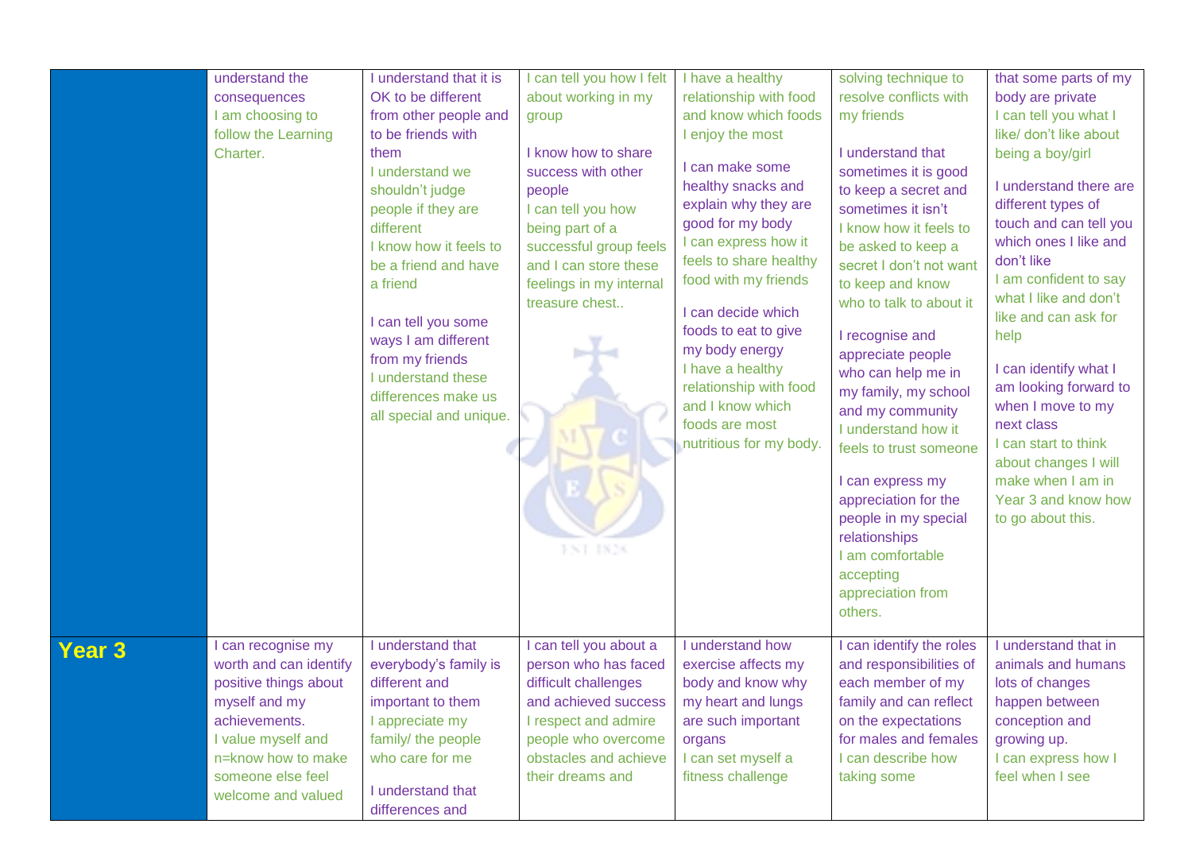| | | | | | | |
|---|---|---|---|---|---|---|
| | understand the consequences<br>I am choosing to follow the Learning Charter. | I understand that it is OK to be different from other people and to be friends with them<br>I understand we shouldn't judge people if they are different<br>I know how it feels to be a friend and have a friend<br><br>I can tell you some ways I am different from my friends<br>I understand these differences make us all special and unique. | I can tell you how I felt about working in my group<br><br>I know how to share success with other people<br>I can tell you how being part of a successful group feels and I can store these feelings in my internal treasure chest.. | I have a healthy relationship with food and know which foods I enjoy the most<br><br>I can make some healthy snacks and explain why they are good for my body<br>I can express how it feels to share healthy food with my friends<br><br>I can decide which foods to eat to give my body energy<br>I have a healthy relationship with food and I know which foods are most nutritious for my body. | solving technique to resolve conflicts with my friends<br><br>I understand that sometimes it is good to keep a secret and sometimes it isn't<br>I know how it feels to be asked to keep a secret I don't not want to keep and know who to talk to about it<br><br>I recognise and appreciate people who can help me in my family, my school and my community<br>I understand how it feels to trust someone<br><br>I can express my appreciation for the people in my special relationships<br>I am comfortable accepting appreciation from others. | that some parts of my body are private<br>I can tell you what I like/ don't like about being a boy/girl<br><br>I understand there are different types of touch and can tell you which ones I like and don't like<br>I am confident to say what I like and don't like and can ask for help<br><br>I can identify what I am looking forward to when I move to my next class<br>I can start to think about changes I will make when I am in Year 3 and know how to go about this. |
| **Year 3** | I can recognise my worth and can identify positive things about myself and my achievements.<br>I value myself and n=know how to make someone else feel welcome and valued | I understand that everybody's family is different and important to them<br>I appreciate my family/ the people who care for me<br><br>I understand that differences and | I can tell you about a person who has faced difficult challenges and achieved success<br>I respect and admire people who overcome obstacles and achieve their dreams and | I understand how exercise affects my body and know why my heart and lungs are such important organs<br>I can set myself a fitness challenge | I can identify the roles and responsibilities of each member of my family and can reflect on the expectations for males and females<br>I can describe how taking some | I understand that in animals and humans lots of changes happen between conception and growing up.<br>I can express how I feel when I see |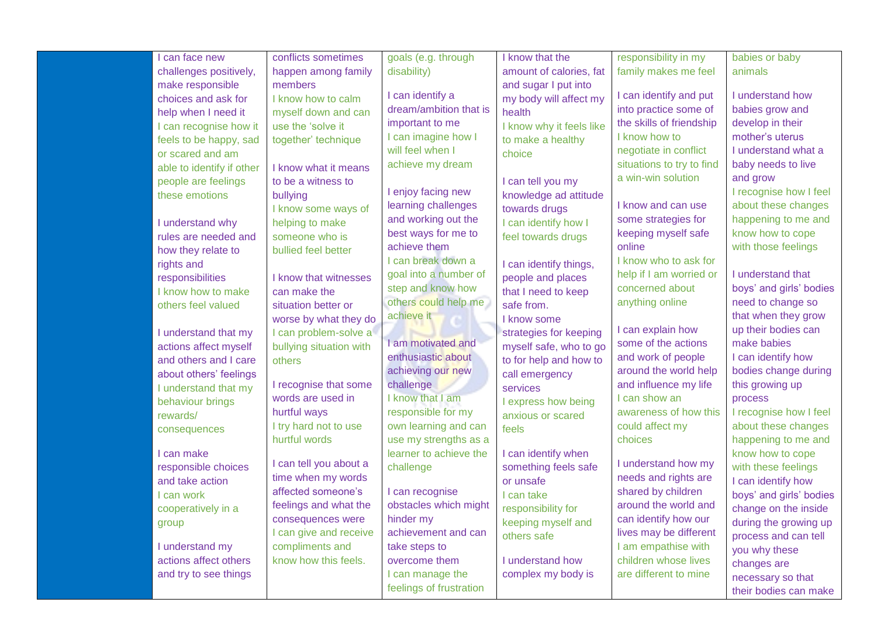|  |  |  |  |  |  |  |
|---|---|---|---|---|---|---|
|  | I can face new challenges positively, make responsible choices and ask for help when I need it<br>I can recognise how it feels to be happy, sad or scared and am able to identify if other people are feelings these emotions<br><br>I understand why rules are needed and how they relate to rights and responsibilities<br>I know how to make others feel valued<br><br>I understand that my actions affect myself and others and I care about others' feelings<br>I understand that my behaviour brings rewards/ consequences<br><br>I can make responsible choices and take action<br>I can work cooperatively in a group<br><br>I understand my actions affect others and try to see things | conflicts sometimes happen among family members<br>I know how to calm myself down and can use the 'solve it together' technique<br><br>I know what it means to be a witness to bullying<br>I know some ways of helping to make someone who is bullied feel better<br><br>I know that witnesses can make the situation better or worse by what they do<br>I can problem-solve a bullying situation with others<br><br>I recognise that some words are used in hurtful ways<br>I try hard not to use hurtful words<br><br>I can tell you about a time when my words affected someone's feelings and what the consequences were<br>I can give and receive compliments and know how this feels. | goals (e.g. through disability)<br><br>I can identify a dream/ambition that is important to me<br>I can imagine how I will feel when I achieve my dream<br><br>I enjoy facing new learning challenges and working out the best ways for me to achieve them<br>I can break down a goal into a number of step and know how others could help me achieve it<br><br>I am motivated and enthusiastic about achieving our new challenge<br>I know that I am responsible for my own learning and can use my strengths as a learner to achieve the challenge<br><br>I can recognise obstacles which might hinder my achievement and can take steps to overcome them<br>I can manage the feelings of frustration | I know that the amount of calories, fat and sugar I put into my body will affect my health<br>I know why it feels like to make a healthy choice<br><br>I can tell you my knowledge ad attitude towards drugs<br>I can identify how I feel towards drugs<br><br>I can identify things, people and places that I need to keep safe from.<br>I know some strategies for keeping myself safe, who to go to for help and how to call emergency services<br>I express how being anxious or scared feels<br><br>I can identify when something feels safe or unsafe<br>I can take responsibility for keeping myself and others safe<br><br>I understand how complex my body is | responsibility in my family makes me feel<br><br>I can identify and put into practice some of the skills of friendship<br>I know how to negotiate in conflict situations to try to find a win-win solution<br><br>I know and can use some strategies for keeping myself safe online<br>I know who to ask for help if I am worried or concerned about anything online<br><br>I can explain how some of the actions and work of people around the world help and influence my life<br>I can show an awareness of how this could affect my choices<br><br>I understand how my needs and rights are shared by children around the world and can identify how our lives may be different<br>I am empathise with children whose lives are different to mine | babies or baby animals<br><br>I understand how babies grow and develop in their mother's uterus<br>I understand what a baby needs to live and grow<br>I recognise how I feel about these changes happening to me and know how to cope with those feelings<br><br>I understand that boys' and girls' bodies need to change so that when they grow up their bodies can make babies<br>I can identify how bodies change during this growing up process<br>I recognise how I feel about these changes happening to me and know how to cope with these feelings<br>I can identify how boys' and girls' bodies change on the inside during the growing up process and can tell you why these changes are necessary so that their bodies can make |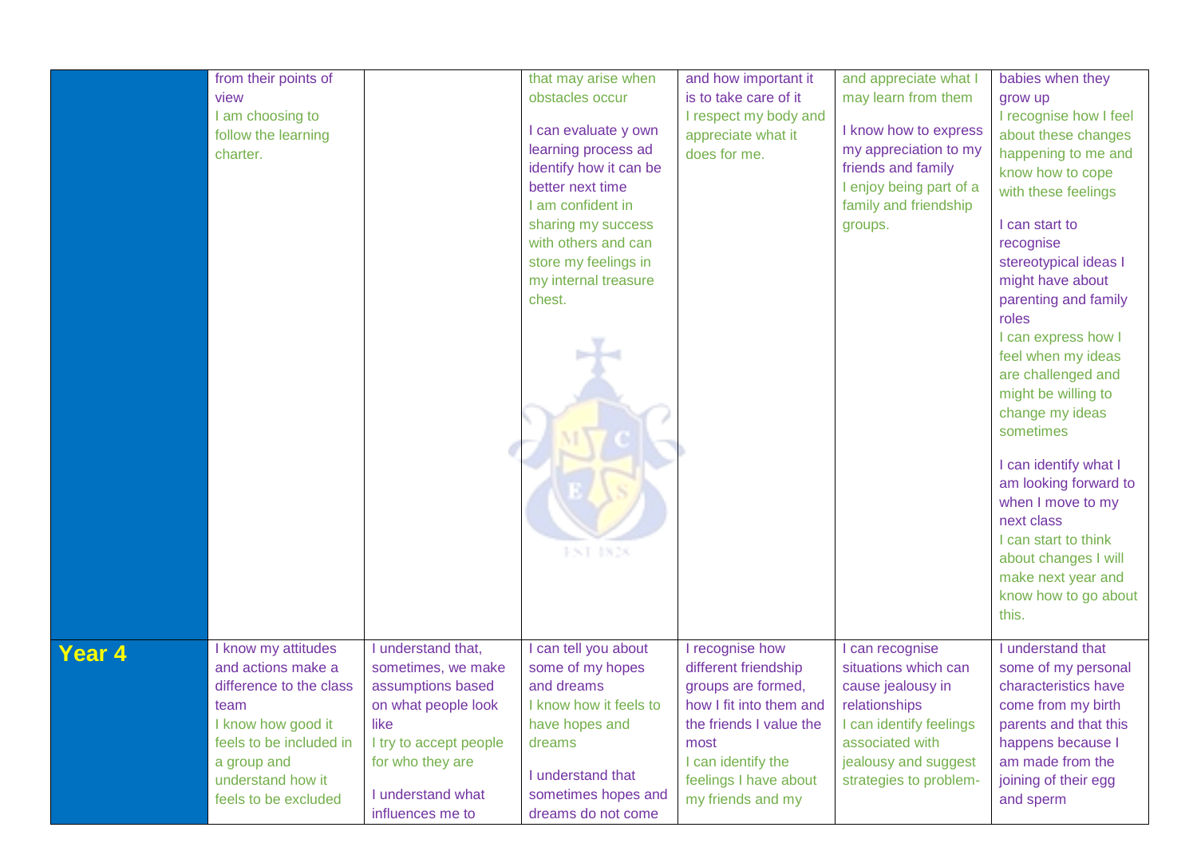|  |  |  |  |  |  |  |
|---|---|---|---|---|---|---|
|  | from their points of view<br>I am choosing to follow the learning charter. |  | that may arise when obstacles occur<br><br>I can evaluate y own learning process ad identify how it can be better next time<br>I am confident in sharing my success with others and can store my feelings in my internal treasure chest. | and how important it is to take care of it<br>I respect my body and appreciate what it does for me. | and appreciate what I may learn from them<br><br>I know how to express my appreciation to my friends and family<br>I enjoy being part of a family and friendship groups. | babies when they grow up<br>I recognise how I feel about these changes happening to me and know how to cope with these feelings<br><br>I can start to recognise stereotypical ideas I might have about parenting and family roles<br>I can express how I feel when my ideas are challenged and might be willing to change my ideas sometimes<br><br>I can identify what I am looking forward to when I move to my next class<br>I can start to think about changes I will make next year and know how to go about this. |
| **Year 4** | I know my attitudes and actions make a difference to the class team<br>I know how good it feels to be included in a group and understand how it feels to be excluded | I understand that, sometimes, we make assumptions based on what people look like<br>I try to accept people for who they are<br><br>I understand what influences me to | I can tell you about some of my hopes and dreams<br>I know how it feels to have hopes and dreams<br><br>I understand that sometimes hopes and dreams do not come | I recognise how different friendship groups are formed, how I fit into them and the friends I value the most<br>I can identify the feelings I have about my friends and my | I can recognise situations which can cause jealousy in relationships<br>I can identify feelings associated with jealousy and suggest strategies to problem- | I understand that some of my personal characteristics have come from my birth parents and that this happens because I am made from the joining of their egg and sperm |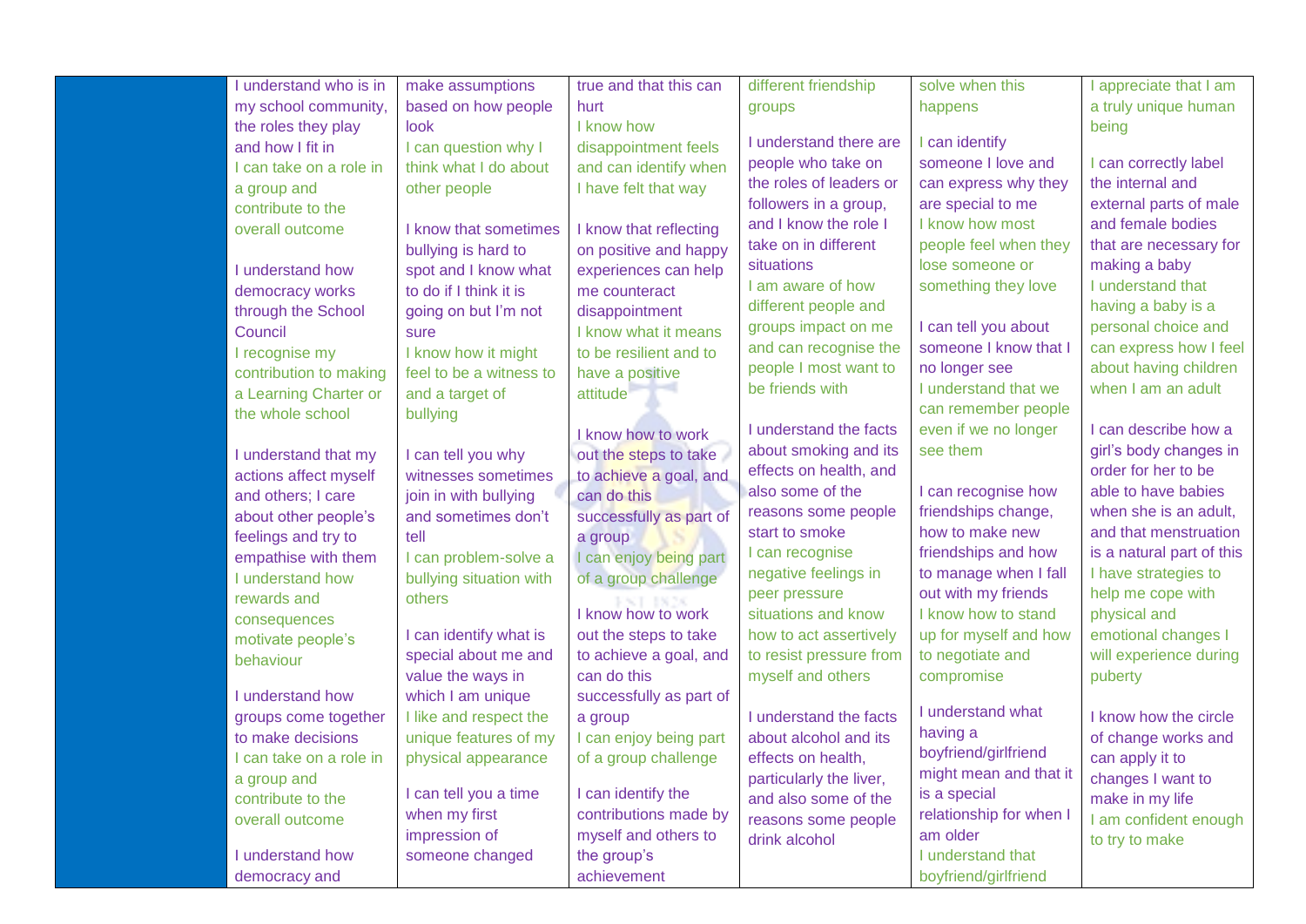| | | | | | | |
|---|---|---|---|---|---|---|
| | I understand who is in my school community, the roles they play and how I fit in<br>I can take on a role in a group and contribute to the overall outcome<br><br>I understand how democracy works through the School Council<br>I recognise my contribution to making a Learning Charter or the whole school<br><br>I understand that my actions affect myself and others; I care about other people's feelings and try to empathise with them<br>I understand how rewards and consequences motivate people's behaviour<br><br>I understand how groups come together to make decisions<br>I can take on a role in a group and contribute to the overall outcome<br><br>I understand how democracy and | make assumptions based on how people look<br>I can question why I think what I do about other people<br><br>I know that sometimes bullying is hard to spot and I know what to do if I think it is going on but I'm not sure<br>I know how it might feel to be a witness to and a target of bullying<br><br>I can tell you why witnesses sometimes join in with bullying and sometimes don't tell<br>I can problem-solve a bullying situation with others<br><br>I can identify what is special about me and value the ways in which I am unique<br>I like and respect the unique features of my physical appearance<br><br>I can tell you a time when my first impression of someone changed | true and that this can hurt<br>I know how disappointment feels and can identify when I have felt that way<br><br>I know that reflecting on positive and happy experiences can help me counteract disappointment<br>I know what it means to be resilient and to have a positive attitude<br><br>I know how to work out the steps to take to achieve a goal, and can do this successfully as part of a group<br>I can enjoy being part of a group challenge<br><br>I know how to work out the steps to take to achieve a goal, and can do this successfully as part of a group<br>I can enjoy being part of a group challenge<br><br>I can identify the contributions made by myself and others to the group's achievement | different friendship groups<br><br>I understand there are people who take on the roles of leaders or followers in a group, and I know the role I take on in different situations<br>I am aware of how different people and groups impact on me and can recognise the people I most want to be friends with<br><br>I understand the facts about smoking and its effects on health, and also some of the reasons some people start to smoke<br>I can recognise negative feelings in peer pressure situations and know how to act assertively to resist pressure from myself and others<br><br>I understand the facts about alcohol and its effects on health, particularly the liver, and also some of the reasons some people drink alcohol | solve when this happens<br><br>I can identify someone I love and can express why they are special to me<br>I know how most people feel when they lose someone or something they love<br><br>I can tell you about someone I know that I no longer see<br>I understand that we can remember people even if we no longer see them<br><br>I can recognise how friendships change, how to make new friendships and how to manage when I fall out with my friends<br>I know how to stand up for myself and how to negotiate and compromise<br><br>I understand what having a boyfriend/girlfriend might mean and that it is a special relationship for when I am older<br>I understand that boyfriend/girlfriend | I appreciate that I am a truly unique human being<br><br>I can correctly label the internal and external parts of male and female bodies that are necessary for making a baby<br>I understand that having a baby is a personal choice and can express how I feel about having children when I am an adult<br><br>I can describe how a girl's body changes in order for her to be able to have babies when she is an adult, and that menstruation is a natural part of this<br>I have strategies to help me cope with physical and emotional changes I will experience during puberty<br><br>I know how the circle of change works and can apply it to changes I want to make in my life<br>I am confident enough to try to make |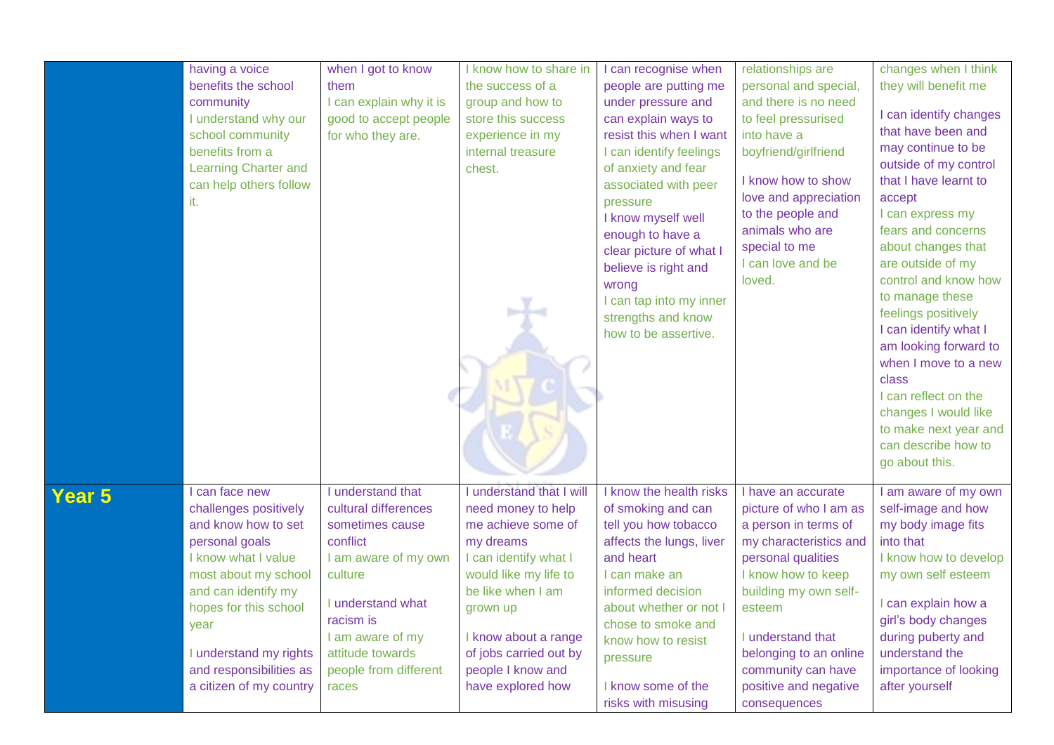| | | | | | | |
|---|---|---|---|---|---|---|
| | having a voice benefits the school community<br>I understand why our school community benefits from a Learning Charter and can help others follow it. | when I got to know them<br>I can explain why it is good to accept people for who they are. | I know how to share in the success of a group and how to store this success experience in my internal treasure chest. | I can recognise when people are putting me under pressure and can explain ways to resist this when I want<br>I can identify feelings of anxiety and fear associated with peer pressure<br>I know myself well enough to have a clear picture of what I believe is right and wrong<br>I can tap into my inner strengths and know how to be assertive. | relationships are personal and special, and there is no need to feel pressurised into have a boyfriend/girlfriend<br>I know how to show love and appreciation to the people and animals who are special to me<br>I can love and be loved. | changes when I think they will benefit me<br>I can identify changes that have been and may continue to be outside of my control that I have learnt to accept<br>I can express my fears and concerns about changes that are outside of my control and know how to manage these feelings positively<br>I can identify what I am looking forward to when I move to a new class<br>I can reflect on the changes I would like to make next year and can describe how to go about this. |
| **Year 5** | I can face new challenges positively and know how to set personal goals<br>I know what I value most about my school and can identify my hopes for this school year<br>I understand my rights and responsibilities as a citizen of my country | I understand that cultural differences sometimes cause conflict<br>I am aware of my own culture<br>I understand what racism is<br>I am aware of my attitude towards people from different races | I understand that I will need money to help me achieve some of my dreams<br>I can identify what I would like my life to be like when I am grown up<br>I know about a range of jobs carried out by people I know and have explored how | I know the health risks of smoking and can tell you how tobacco affects the lungs, liver and heart<br>I can make an informed decision about whether or not I chose to smoke and know how to resist pressure<br>I know some of the risks with misusing | I have an accurate picture of who I am as a person in terms of my characteristics and personal qualities<br>I know how to keep building my own self-esteem<br>I understand that belonging to an online community can have positive and negative consequences | I am aware of my own self-image and how my body image fits into that<br>I know how to develop my own self esteem<br>I can explain how a girl's body changes during puberty and understand the importance of looking after yourself |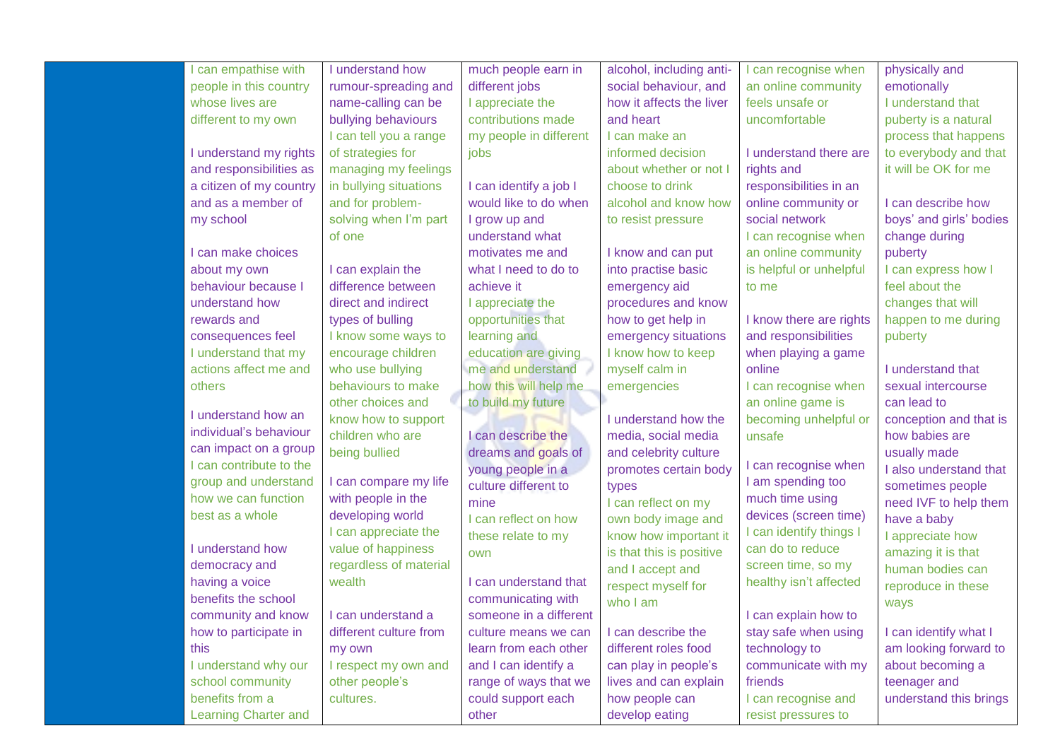|  |  |  |  |  |  |  |
|---|---|---|---|---|---|---|
|  | I can empathise with people in this country whose lives are different to my own<br><br>I understand my rights and responsibilities as a citizen of my country and as a member of my school<br><br>I can make choices about my own behaviour because I understand how rewards and consequences feel<br>I understand that my actions affect me and others<br><br>I understand how an individual's behaviour can impact on a group<br>I can contribute to the group and understand how we can function best as a whole<br><br>I understand how democracy and having a voice benefits the school community and know how to participate in this<br>I understand why our school community benefits from a Learning Charter and | I understand how rumour-spreading and name-calling can be bullying behaviours<br>I can tell you a range of strategies for managing my feelings in bullying situations and for problem-solving when I'm part of one<br><br>I can explain the difference between direct and indirect types of bulling<br>I know some ways to encourage children who use bullying behaviours to make other choices and know how to support children who are being bullied<br><br>I can compare my life with people in the developing world<br>I can appreciate the value of happiness regardless of material wealth<br><br>I can understand a different culture from my own<br>I respect my own and other people's cultures. | much people earn in different jobs<br>I appreciate the contributions made my people in different jobs<br><br>I can identify a job I would like to do when I grow up and understand what motivates me and what I need to do to achieve it<br>I appreciate the opportunities that learning and education are giving me and understand how this will help me to build my future<br><br>I can describe the dreams and goals of young people in a culture different to mine<br>I can reflect on how these relate to my own<br><br>I can understand that communicating with someone in a different culture means we can learn from each other and I can identify a range of ways that we could support each other | alcohol, including anti-social behaviour, and how it affects the liver and heart<br>I can make an informed decision about whether or not I choose to drink alcohol and know how to resist pressure<br><br>I know and can put into practise basic emergency aid procedures and know how to get help in emergency situations<br>I know how to keep myself calm in emergencies<br><br>I understand how the media, social media and celebrity culture promotes certain body types<br>I can reflect on my own body image and know how important it is that this is positive and I accept and respect myself for who I am<br><br>I can describe the different roles food can play in people's lives and can explain how people can develop eating | I can recognise when an online community feels unsafe or uncomfortable<br><br>I understand there are rights and responsibilities in an online community or social network<br>I can recognise when an online community is helpful or unhelpful to me<br><br>I know there are rights and responsibilities when playing a game online<br>I can recognise when an online game is becoming unhelpful or unsafe<br><br>I can recognise when I am spending too much time using devices (screen time)<br>I can identify things I can do to reduce screen time, so my healthy isn't affected<br><br>I can explain how to stay safe when using technology to communicate with my friends<br>I can recognise and resist pressures to | physically and emotionally<br>I understand that puberty is a natural process that happens to everybody and that it will be OK for me<br><br>I can describe how boys' and girls' bodies change during puberty<br>I can express how I feel about the changes that will happen to me during puberty<br><br>I understand that sexual intercourse can lead to conception and that is how babies are usually made<br>I also understand that sometimes people need IVF to help them have a baby<br>I appreciate how amazing it is that human bodies can reproduce in these ways<br><br>I can identify what I am looking forward to about becoming a teenager and understand this brings |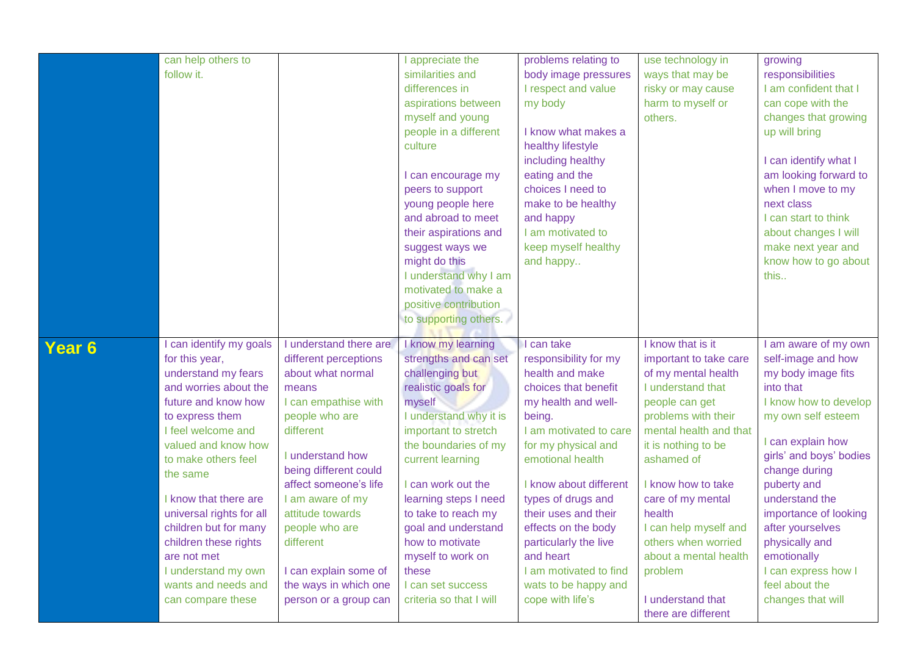| | | | | | | |
|---|---|---|---|---|---|---|
| | can help others to follow it. | | I appreciate the similarities and differences in aspirations between myself and young people in a different culture<br><br>I can encourage my peers to support young people here and abroad to meet their aspirations and suggest ways we might do this<br>I understand why I am motivated to make a positive contribution to supporting others. | problems relating to body image pressures<br>I respect and value my body<br><br>I know what makes a healthy lifestyle including healthy eating and the choices I need to make to be healthy and happy<br>I am motivated to keep myself healthy and happy.. | use technology in ways that may be risky or may cause harm to myself or others. | growing responsibilities<br>I am confident that I can cope with the changes that growing up will bring<br><br>I can identify what I am looking forward to when I move to my next class<br>I can start to think about changes I will make next year and know how to go about this.. |
| **Year 6** | I can identify my goals for this year, understand my fears and worries about the future and know how to express them<br>I feel welcome and valued and know how to make others feel the same<br><br>I know that there are universal rights for all children but for many children these rights are not met<br>I understand my own wants and needs and can compare these | I understand there are different perceptions about what normal means<br>I can empathise with people who are different<br><br>I understand how being different could affect someone's life<br>I am aware of my attitude towards people who are different<br><br>I can explain some of the ways in which one person or a group can | I know my learning strengths and can set challenging but realistic goals for myself<br>I understand why it is important to stretch the boundaries of my current learning<br><br>I can work out the learning steps I need to take to reach my goal and understand how to motivate myself to work on these<br>I can set success criteria so that I will | I can take responsibility for my health and make choices that benefit my health and well-being.<br>I am motivated to care for my physical and emotional health<br><br>I know about different types of drugs and their uses and their effects on the body particularly the live and heart<br>I am motivated to find wats to be happy and cope with life's | I know that is it important to take care of my mental health<br>I understand that people can get problems with their mental health and that it is nothing to be ashamed of<br><br>I know how to take care of my mental health<br>I can help myself and others when worried about a mental health problem<br><br>I understand that there are different | I am aware of my own self-image and how my body image fits into that<br>I know how to develop my own self esteem<br><br>I can explain how girls' and boys' bodies change during puberty and understand the importance of looking after yourselves physically and emotionally<br>I can express how I feel about the changes that will |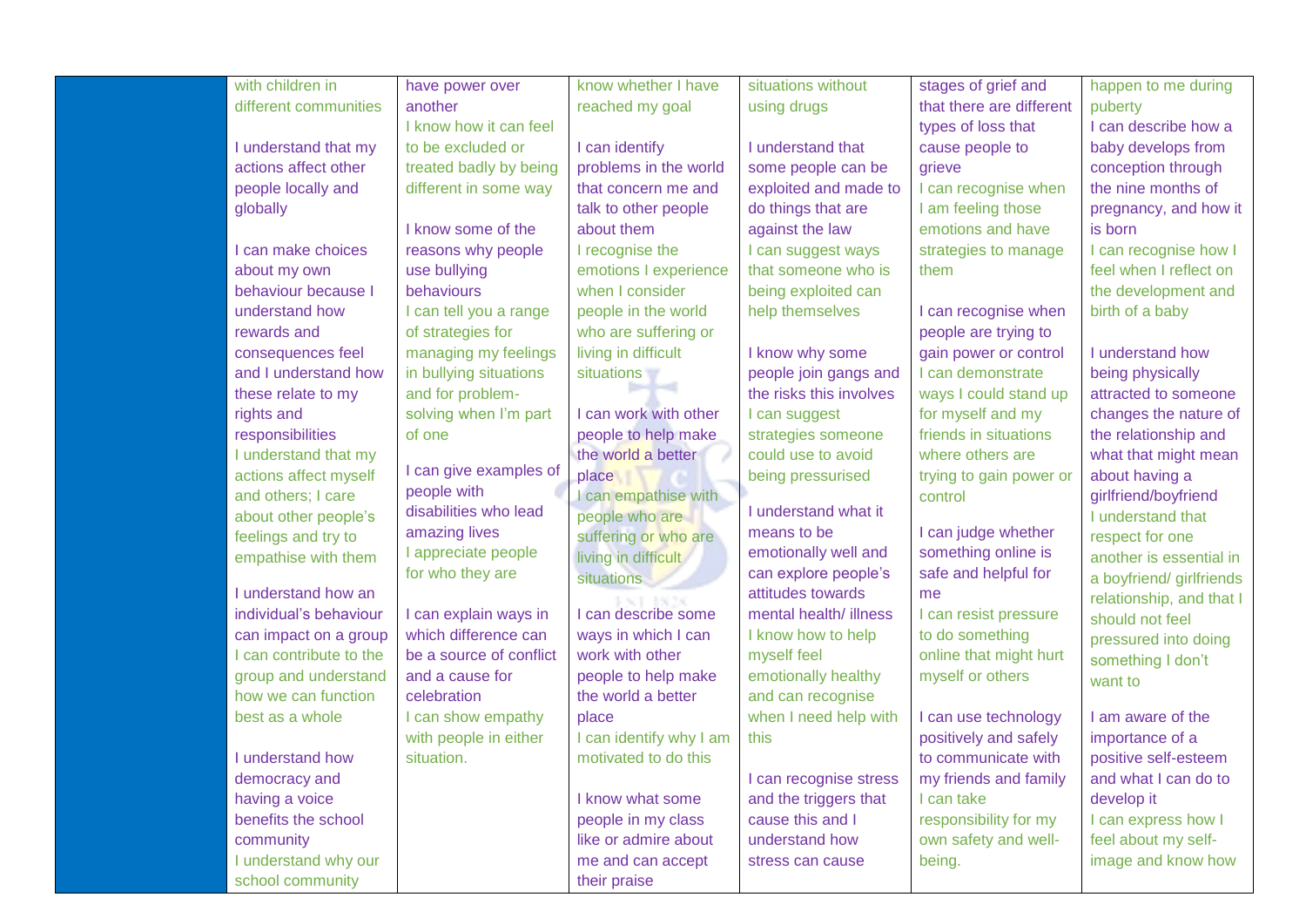| | | | | | | |
|---|---|---|---|---|---|---|
| | with children in different communities<br><br>I understand that my actions affect other people locally and globally<br><br>I can make choices about my own behaviour because I understand how rewards and consequences feel and I understand how these relate to my rights and responsibilities<br>I understand that my actions affect myself and others; I care about other people's feelings and try to empathise with them<br><br>I understand how an individual's behaviour can impact on a group<br>I can contribute to the group and understand how we can function best as a whole<br><br>I understand how democracy and having a voice benefits the school community<br>I understand why our school community | have power over another<br>I know how it can feel to be excluded or treated badly by being different in some way<br><br>I know some of the reasons why people use bullying behaviours<br>I can tell you a range of strategies for managing my feelings in bullying situations and for problem-solving when I'm part of one<br><br>I can give examples of people with disabilities who lead amazing lives<br>I appreciate people for who they are<br><br>I can explain ways in which difference can be a source of conflict and a cause for celebration<br>I can show empathy with people in either situation. | know whether I have reached my goal<br><br>I can identify problems in the world that concern me and talk to other people about them<br>I recognise the emotions I experience when I consider people in the world who are suffering or living in difficult situations<br><br>I can work with other people to help make the world a better place<br>I can empathise with people who are suffering or who are living in difficult situations<br><br>I can describe some ways in which I can work with other people to help make the world a better place<br>I can identify why I am motivated to do this<br><br>I know what some people in my class like or admire about me and can accept their praise | situations without using drugs<br><br>I understand that some people can be exploited and made to do things that are against the law<br>I can suggest ways that someone who is being exploited can help themselves<br><br>I know why some people join gangs and the risks this involves<br>I can suggest strategies someone could use to avoid being pressurised<br><br>I understand what it means to be emotionally well and can explore people's attitudes towards mental health/ illness<br>I know how to help myself feel emotionally healthy and can recognise when I need help with this<br><br>I can recognise stress and the triggers that cause this and I understand how stress can cause | stages of grief and that there are different types of loss that cause people to grieve<br>I can recognise when I am feeling those emotions and have strategies to manage them<br><br>I can recognise when people are trying to gain power or control<br>I can demonstrate ways I could stand up for myself and my friends in situations where others are trying to gain power or control<br><br>I can judge whether something online is safe and helpful for me<br>I can resist pressure to do something online that might hurt myself or others<br><br>I can use technology positively and safely to communicate with my friends and family<br>I can take responsibility for my own safety and well-being. | happen to me during puberty<br>I can describe how a baby develops from conception through the nine months of pregnancy, and how it is born<br>I can recognise how I feel when I reflect on the development and birth of a baby<br><br>I understand how being physically attracted to someone changes the nature of the relationship and what that might mean about having a girlfriend/boyfriend<br>I understand that respect for one another is essential in a boyfriend/ girlfriends relationship, and that I should not feel pressured into doing something I don't want to<br><br>I am aware of the importance of a positive self-esteem and what I can do to develop it<br>I can express how I feel about my self-image and know how |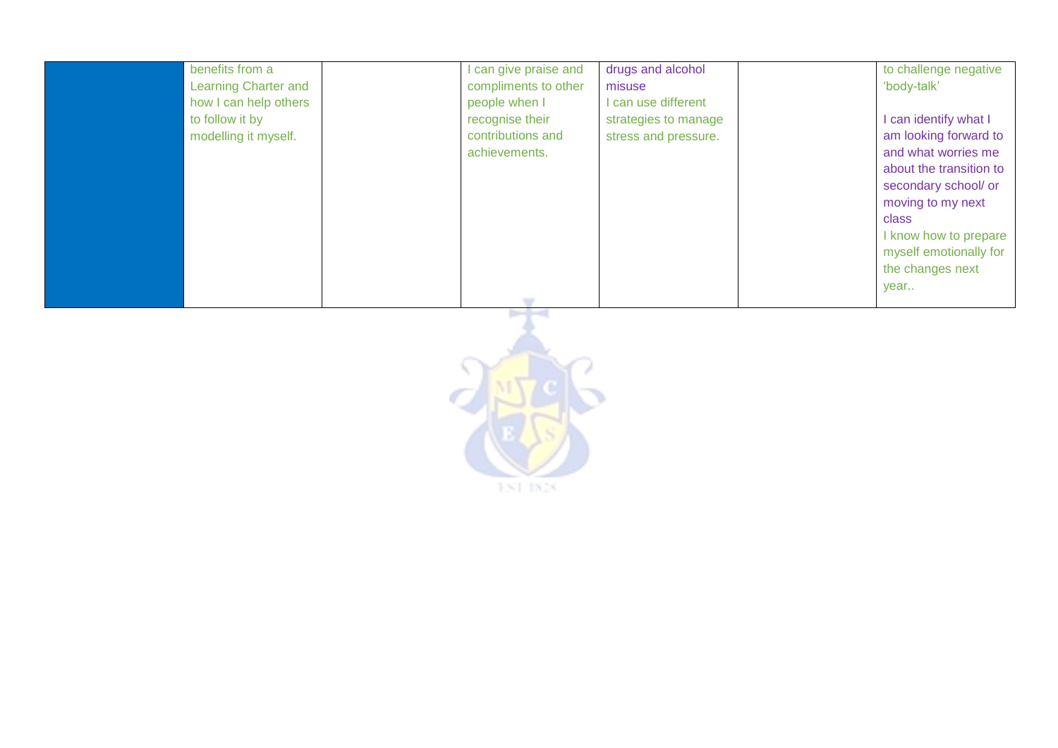|  |  |  |  |  |  |  |
|---|---|---|---|---|---|---|
|  | benefits from a Learning Charter and how I can help others to follow it by modelling it myself. |  | I can give praise and compliments to other people when I recognise their contributions and achievements. | drugs and alcohol misuse<br>I can use different strategies to manage stress and pressure. |  | to challenge negative 'body-talk'<br><br>I can identify what I am looking forward to and what worries me about the transition to secondary school/ or moving to my next class<br>I know how to prepare myself emotionally for the changes next year.. |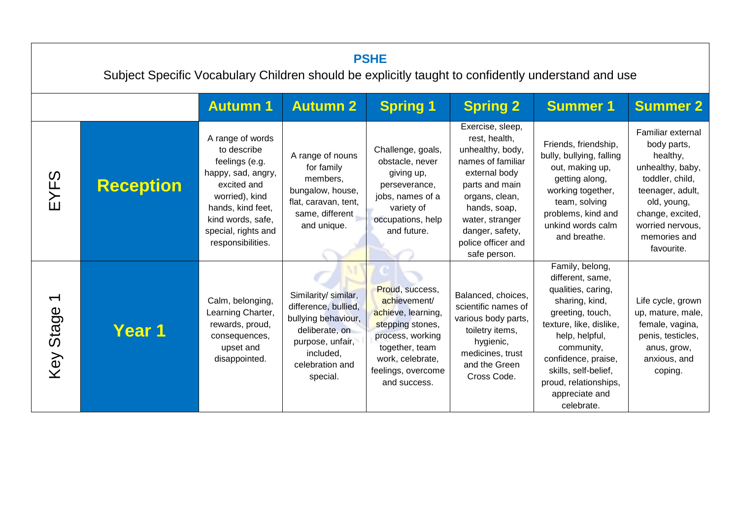# PSHE

Subject Specific Vocabulary Children should be explicitly taught to confidently understand and use

| | | Autumn 1 | Autumn 2 | Spring 1 | Spring 2 | Summer 1 | Summer 2 |
|---|---|---|---|---|---|---|---|
| EYFS | **Reception** | A range of words to describe feelings (e.g. happy, sad, angry, excited and worried), kind hands, kind feet, kind words, safe, special, rights and responsibilities. | A range of nouns for family members, bungalow, house, flat, caravan, tent, same, different and unique. | Challenge, goals, obstacle, never giving up, perseverance, jobs, names of a variety of occupations, help and future. | Exercise, sleep, rest, health, unhealthy, body, names of familiar external body parts and main organs, clean, hands, soap, water, stranger danger, safety, police officer and safe person. | Friends, friendship, bully, bullying, falling out, making up, getting along, working together, team, solving problems, kind and unkind words calm and breathe. | Familiar external body parts, healthy, unhealthy, baby, toddler, child, teenager, adult, old, young, change, excited, worried nervous, memories and favourite. |
| Key Stage 1 | **Year 1** | Calm, belonging, Learning Charter, rewards, proud, consequences, upset and disappointed. | Similarity/ similar, difference, bullied, bullying behaviour, deliberate, on purpose, unfair, included, celebration and special. | Proud, success, achievement/ achieve, learning, stepping stones, process, working together, team work, celebrate, feelings, overcome and success. | Balanced, choices, scientific names of various body parts, toiletry items, hygienic, medicines, trust and the Green Cross Code. | Family, belong, different, same, qualities, caring, sharing, kind, greeting, touch, texture, like, dislike, help, helpful, community, confidence, praise, skills, self-belief, proud, relationships, appreciate and celebrate. | Life cycle, grown up, mature, male, female, vagina, penis, testicles, anus, grow, anxious, and coping. |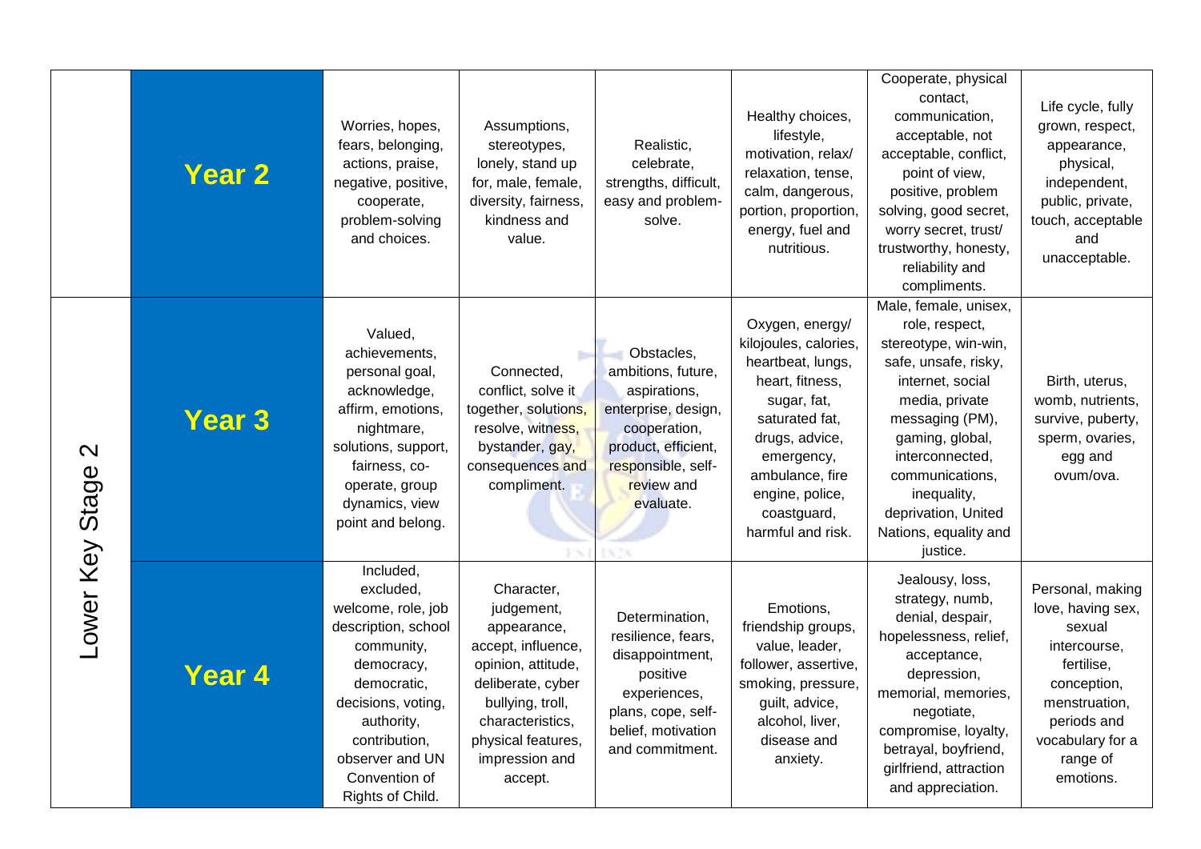| | | | | | | | |
|---|---|---|---|---|---|---|---|
| | **Year 2** | Worries, hopes, fears, belonging, actions, praise, negative, positive, cooperate, problem-solving and choices. | Assumptions, stereotypes, lonely, stand up for, male, female, diversity, fairness, kindness and value. | Realistic, celebrate, strengths, difficult, easy and problem-solve. | Healthy choices, lifestyle, motivation, relax/ relaxation, tense, calm, dangerous, portion, proportion, energy, fuel and nutritious. | Cooperate, physical contact, communication, acceptable, not acceptable, conflict, point of view, positive, problem solving, good secret, worry secret, trust/ trustworthy, honesty, reliability and compliments. | Life cycle, fully grown, respect, appearance, physical, independent, public, private, touch, acceptable and unacceptable. |
| Lower Key Stage 2 | **Year 3** | Valued, achievements, personal goal, acknowledge, affirm, emotions, nightmare, solutions, support, fairness, co-operate, group dynamics, view point and belong. | Connected, conflict, solve it together, solutions, resolve, witness, bystander, gay, consequences and compliment. | Obstacles, ambitions, future, aspirations, enterprise, design, cooperation, product, efficient, responsible, self-review and evaluate. | Oxygen, energy/ kilojoules, calories, heartbeat, lungs, heart, fitness, sugar, fat, saturated fat, drugs, advice, emergency, ambulance, fire engine, police, coastguard, harmful and risk. | Male, female, unisex, role, respect, stereotype, win-win, safe, unsafe, risky, internet, social media, private messaging (PM), gaming, global, interconnected, communications, inequality, deprivation, United Nations, equality and justice. | Birth, uterus, womb, nutrients, survive, puberty, sperm, ovaries, egg and ovum/ova. |
| | **Year 4** | Included, excluded, welcome, role, job description, school community, democracy, democratic, decisions, voting, authority, contribution, observer and UN Convention of Rights of Child. | Character, judgement, appearance, accept, influence, opinion, attitude, deliberate, cyber bullying, troll, characteristics, physical features, impression and accept. | Determination, resilience, fears, disappointment, positive experiences, plans, cope, self-belief, motivation and commitment. | Emotions, friendship groups, value, leader, follower, assertive, smoking, pressure, guilt, advice, alcohol, liver, disease and anxiety. | Jealousy, loss, strategy, numb, denial, despair, hopelessness, relief, acceptance, depression, memorial, memories, negotiate, compromise, loyalty, betrayal, boyfriend, girlfriend, attraction and appreciation. | Personal, making love, having sex, sexual intercourse, fertilise, conception, menstruation, periods and vocabulary for a range of emotions. |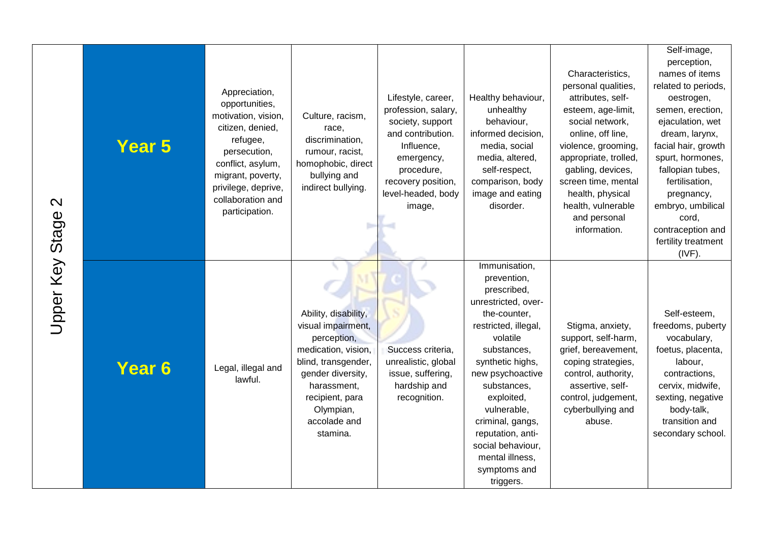| | | | | | | | |
|---|---|---|---|---|---|---|---|
| Upper Key Stage 2 | **Year 5** | Appreciation, opportunities, motivation, vision, citizen, denied, refugee, persecution, conflict, asylum, migrant, poverty, privilege, deprive, collaboration and participation. | Culture, racism, race, discrimination, rumour, racist, homophobic, direct bullying and indirect bullying. | Lifestyle, career, profession, salary, society, support and contribution. Influence, emergency, procedure, recovery position, level-headed, body image, | Healthy behaviour, unhealthy behaviour, informed decision, media, social media, altered, self-respect, comparison, body image and eating disorder. | Characteristics, personal qualities, attributes, self-esteem, age-limit, social network, online, off line, violence, grooming, appropriate, trolled, gabling, devices, screen time, mental health, physical health, vulnerable and personal information. | Self-image, perception, names of items related to periods, oestrogen, semen, erection, ejaculation, wet dream, larynx, facial hair, growth spurt, hormones, fallopian tubes, fertilisation, pregnancy, embryo, umbilical cord, contraception and fertility treatment (IVF). |
| | **Year 6** | Legal, illegal and lawful. | Ability, disability, visual impairment, perception, medication, vision, blind, transgender, gender diversity, harassment, recipient, para Olympian, accolade and stamina. | Success criteria, unrealistic, global issue, suffering, hardship and recognition. | Immunisation, prevention, prescribed, unrestricted, over-the-counter, restricted, illegal, volatile substances, synthetic highs, new psychoactive substances, exploited, vulnerable, criminal, gangs, reputation, anti-social behaviour, mental illness, symptoms and triggers. | Stigma, anxiety, support, self-harm, grief, bereavement, coping strategies, control, authority, assertive, self-control, judgement, cyberbullying and abuse. | Self-esteem, freedoms, puberty vocabulary, foetus, placenta, labour, contractions, cervix, midwife, sexting, negative body-talk, transition and secondary school. |